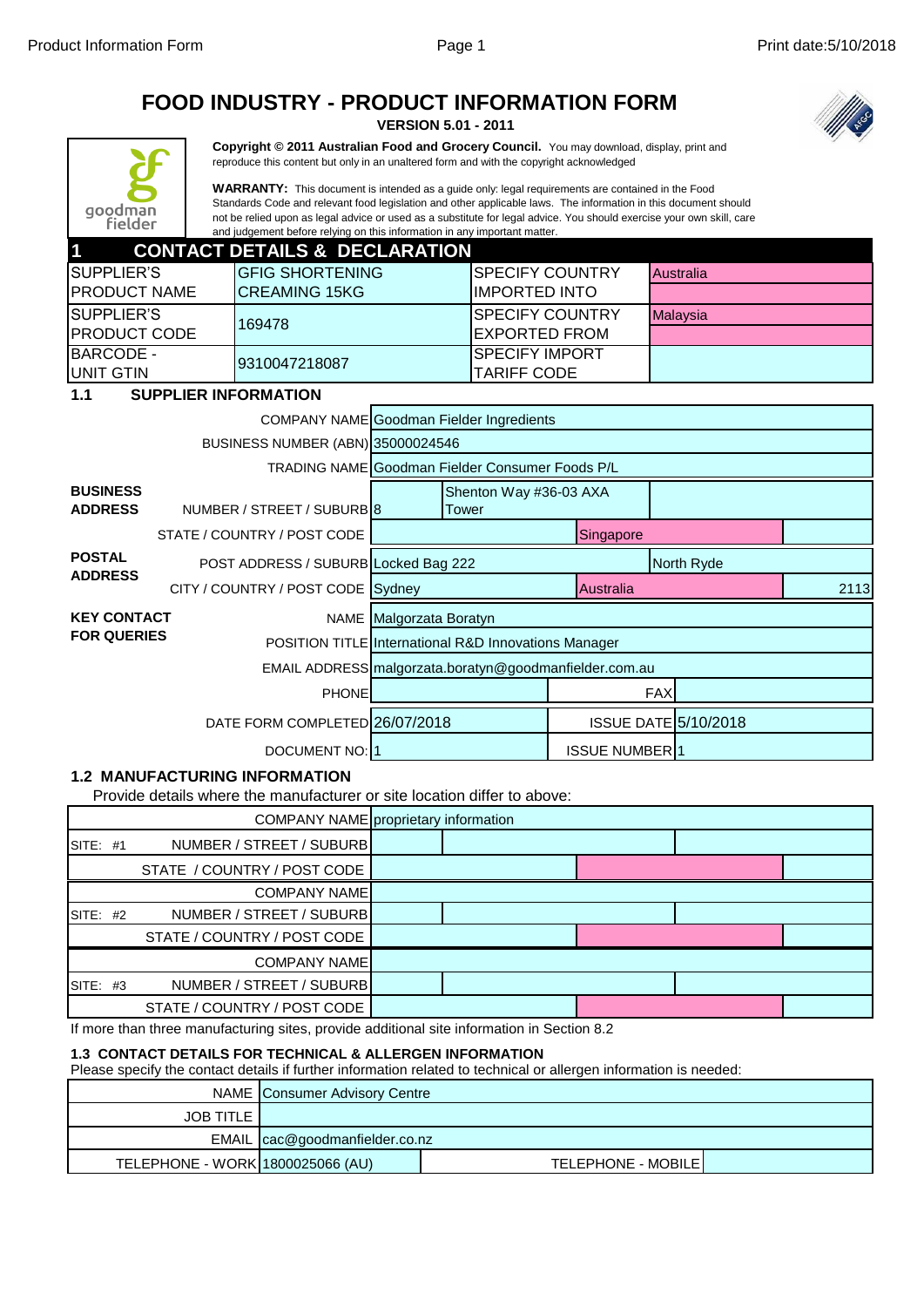# FOOD INDUSTRY - PRODUCT INFORMATION FORM

**VERSION 5.01 - 2011**

**Copyright © 2011 Australian Food and Grocery Council.** You may download, display, print and reproduce this content but only in an unaltered form and with the copyright acknowledged

**WARRANTY:** This document is intended as a guide only: legal requirements are contained in the Food Standards Code and relevant food legislation and other applicable laws. The information in this document should not be relied upon as legal advice or used as a substitute for legal advice. You should exercise your own skill, care and judgement before relying on this information in any important matter.

## 1 CONTACT DETAILS & DECLARATION

| | | | |
|---|---|---|---|
| SUPPLIER'S PRODUCT NAME | GFIG SHORTENING CREAMING 15KG | SPECIFY COUNTRY IMPORTED INTO | Australia |
| SUPPLIER'S PRODUCT CODE | 169478 | SPECIFY COUNTRY EXPORTED FROM | Malaysia |
| BARCODE - UNIT GTIN | 9310047218087 | SPECIFY IMPORT TARIFF CODE | |

### 1.1 SUPPLIER INFORMATION

| | | | | |
|---|---|---|---|---|
| COMPANY NAME | Goodman Fielder Ingredients | | | |
| BUSINESS NUMBER (ABN) | 35000024546 | | | |
| TRADING NAME | Goodman Fielder Consumer Foods P/L | | | |
| **BUSINESS ADDRESS** NUMBER / STREET / SUBURB | 8 | Shenton Way #36-03 AXA Tower | | |
| STATE / COUNTRY / POST CODE | | Singapore | | |
| **POSTAL ADDRESS** POST ADDRESS / SUBURB | Locked Bag 222 | | North Ryde | |
| CITY / COUNTRY / POST CODE | Sydney | Australia | | 2113 |
| **KEY CONTACT FOR QUERIES** NAME | Malgorzata Boratyn | | | |
| POSITION TITLE | International R&D Innovations Manager | | | |
| EMAIL ADDRESS | malgorzata.boratyn@goodmanfielder.com.au | | | |
| PHONE | | FAX | | |
| DATE FORM COMPLETED | 26/07/2018 | ISSUE DATE | 5/10/2018 | |
| DOCUMENT NO: | 1 | ISSUE NUMBER | 1 | |

### 1.2 MANUFACTURING INFORMATION

Provide details where the manufacturer or site location differ to above:

| | | | | |
|---|---|---|---|---|
| COMPANY NAME | proprietary information | | | |
| SITE: #1 NUMBER / STREET / SUBURB | | | | |
| STATE / COUNTRY / POST CODE | | | | |
| COMPANY NAME | | | | |
| SITE: #2 NUMBER / STREET / SUBURB | | | | |
| STATE / COUNTRY / POST CODE | | | | |
| COMPANY NAME | | | | |
| SITE: #3 NUMBER / STREET / SUBURB | | | | |
| STATE / COUNTRY / POST CODE | | | | |

If more than three manufacturing sites, provide additional site information in Section 8.2

### 1.3 CONTACT DETAILS FOR TECHNICAL & ALLERGEN INFORMATION

Please specify the contact details if further information related to technical or allergen information is needed:

| | | | |
|---|---|---|---|
| NAME | Consumer Advisory Centre | | |
| JOB TITLE | | | |
| EMAIL | cac@goodmanfielder.co.nz | | |
| TELEPHONE - WORK | 1800025066 (AU) | TELEPHONE - MOBILE | |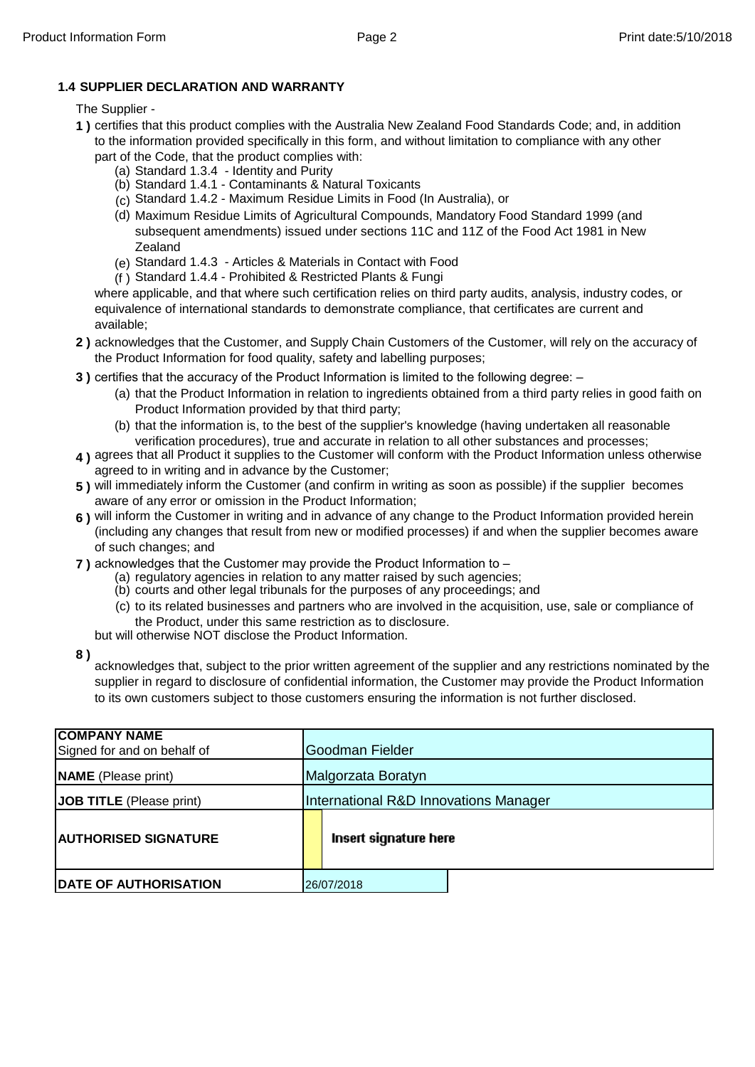### 1.4 SUPPLIER DECLARATION AND WARRANTY

The Supplier -

**1 )** certifies that this product complies with the Australia New Zealand Food Standards Code; and, in addition to the information provided specifically in this form, and without limitation to compliance with any other part of the Code, that the product complies with:

- (a) Standard 1.3.4 - Identity and Purity
- (b) Standard 1.4.1 - Contaminants & Natural Toxicants
- (c) Standard 1.4.2 - Maximum Residue Limits in Food (In Australia), or
- (d) Maximum Residue Limits of Agricultural Compounds, Mandatory Food Standard 1999 (and subsequent amendments) issued under sections 11C and 11Z of the Food Act 1981 in New Zealand
- (e) Standard 1.4.3 - Articles & Materials in Contact with Food
- (f ) Standard 1.4.4 - Prohibited & Restricted Plants & Fungi

where applicable, and that where such certification relies on third party audits, analysis, industry codes, or equivalence of international standards to demonstrate compliance, that certificates are current and available;

**2 )** acknowledges that the Customer, and Supply Chain Customers of the Customer, will rely on the accuracy of the Product Information for food quality, safety and labelling purposes;

**3 )** certifies that the accuracy of the Product Information is limited to the following degree: –

- (a) that the Product Information in relation to ingredients obtained from a third party relies in good faith on Product Information provided by that third party;
- (b) that the information is, to the best of the supplier's knowledge (having undertaken all reasonable verification procedures), true and accurate in relation to all other substances and processes;

**4 )** agrees that all Product it supplies to the Customer will conform with the Product Information unless otherwise agreed to in writing and in advance by the Customer;

**5 )** will immediately inform the Customer (and confirm in writing as soon as possible) if the supplier becomes aware of any error or omission in the Product Information;

**6 )** will inform the Customer in writing and in advance of any change to the Product Information provided herein (including any changes that result from new or modified processes) if and when the supplier becomes aware of such changes; and

**7 )** acknowledges that the Customer may provide the Product Information to –

- (a) regulatory agencies in relation to any matter raised by such agencies;
- (b) courts and other legal tribunals for the purposes of any proceedings; and
- (c) to its related businesses and partners who are involved in the acquisition, use, sale or compliance of the Product, under this same restriction as to disclosure.

but will otherwise NOT disclose the Product Information.

**8 )** acknowledges that, subject to the prior written agreement of the supplier and any restrictions nominated by the supplier in regard to disclosure of confidential information, the Customer may provide the Product Information to its own customers subject to those customers ensuring the information is not further disclosed.

| | |
|---|---|
| **COMPANY NAME** Signed for and on behalf of | Goodman Fielder |
| **NAME** (Please print) | Malgorzata Boratyn |
| **JOB TITLE** (Please print) | International R&D Innovations Manager |
| **AUTHORISED SIGNATURE** | Insert signature here |
| **DATE OF AUTHORISATION** | 26/07/2018 |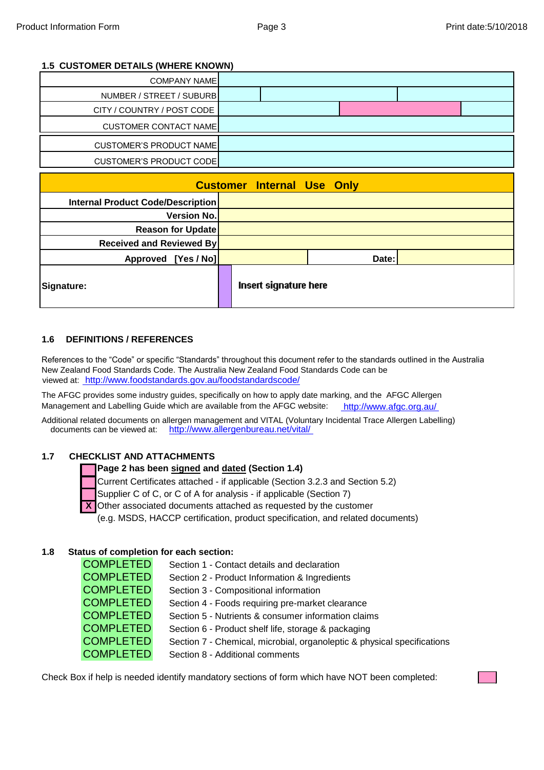### 1.5 CUSTOMER DETAILS (WHERE KNOWN)

| | | | |
|---|---|---|---|
| COMPANY NAME | | | |
| NUMBER / STREET / SUBURB | | | |
| CITY / COUNTRY / POST CODE | | | |
| CUSTOMER CONTACT NAME | | | |
| CUSTOMER'S PRODUCT NAME | | | |
| CUSTOMER'S PRODUCT CODE | | | |

| **Customer Internal Use Only** | | | |
|---|---|---|---|
| **Internal Product Code/Description** | | | |
| **Version No.** | | | |
| **Reason for Update** | | | |
| **Received and Reviewed By** | | | |
| **Approved [Yes / No]** | | **Date:** | |
| **Signature:** | Insert signature here | | |

### 1.6 DEFINITIONS / REFERENCES

References to the "Code" or specific "Standards" throughout this document refer to the standards outlined in the Australia New Zealand Food Standards Code. The Australia New Zealand Food Standards Code can be viewed at: http://www.foodstandards.gov.au/foodstandardscode/

The AFGC provides some industry guides, specifically on how to apply date marking, and the AFGC Allergen Management and Labelling Guide which are available from the AFGC website: http://www.afgc.org.au/

Additional related documents on allergen management and VITAL (Voluntary Incidental Trace Allergen Labelling) documents can be viewed at: http://www.allergenbureau.net/vital/

### 1.7 CHECKLIST AND ATTACHMENTS

- [ ] **Page 2 has been signed and dated (Section 1.4)**
- [ ] Current Certificates attached - if applicable (Section 3.2.3 and Section 5.2)
- [ ] Supplier C of C, or C of A for analysis - if applicable (Section 7)
- [X] Other associated documents attached as requested by the customer (e.g. MSDS, HACCP certification, product specification, and related documents)

### 1.8 Status of completion for each section:

| | |
|---|---|
| COMPLETED | Section 1 - Contact details and declaration |
| COMPLETED | Section 2 - Product Information & Ingredients |
| COMPLETED | Section 3 - Compositional information |
| COMPLETED | Section 4 - Foods requiring pre-market clearance |
| COMPLETED | Section 5 - Nutrients & consumer information claims |
| COMPLETED | Section 6 - Product shelf life, storage & packaging |
| COMPLETED | Section 7 - Chemical, microbial, organoleptic & physical specifications |
| COMPLETED | Section 8 - Additional comments |

Check Box if help is needed identify mandatory sections of form which have NOT been completed: [ ]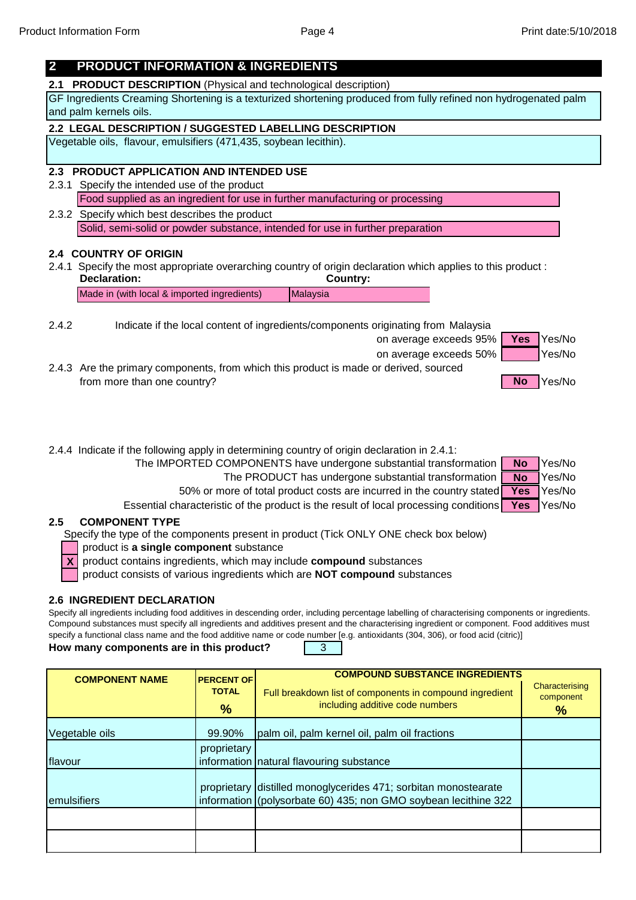## 2 PRODUCT INFORMATION & INGREDIENTS

### 2.1 PRODUCT DESCRIPTION (Physical and technological description)

GF Ingredients Creaming Shortening is a texturized shortening produced from fully refined non hydrogenated palm and palm kernels oils.

### 2.2 LEGAL DESCRIPTION / SUGGESTED LABELLING DESCRIPTION

Vegetable oils, flavour, emulsifiers (471,435, soybean lecithin).

### 2.3 PRODUCT APPLICATION AND INTENDED USE

2.3.1 Specify the intended use of the product

Food supplied as an ingredient for use in further manufacturing or processing

2.3.2 Specify which best describes the product

Solid, semi-solid or powder substance, intended for use in further preparation

### 2.4 COUNTRY OF ORIGIN

2.4.1 Specify the most appropriate overarching country of origin declaration which applies to this product :

| Declaration: | Country: |
|---|---|
| Made in (with local & imported ingredients) | Malaysia |

2.4.2 Indicate if the local content of ingredients/components originating from Malaysia

| | | |
|---|---|---|
| on average exceeds 95% | **Yes** | Yes/No |
| on average exceeds 50% | | Yes/No |

2.4.3 Are the primary components, from which this product is made or derived, sourced from more than one country? **No** Yes/No

2.4.4 Indicate if the following apply in determining country of origin declaration in 2.4.1:

| | | |
|---|---|---|
| The IMPORTED COMPONENTS have undergone substantial transformation | **No** | Yes/No |
| The PRODUCT has undergone substantial transformation | **No** | Yes/No |
| 50% or more of total product costs are incurred in the country stated | **Yes** | Yes/No |
| Essential characteristic of the product is the result of local processing conditions | **Yes** | Yes/No |

### 2.5 COMPONENT TYPE

Specify the type of the components present in product (Tick ONLY ONE check box below)

- [ ] product is **a single component** substance
- [X] product contains ingredients, which may include **compound** substances
- [ ] product consists of various ingredients which are **NOT compound** substances

### 2.6 INGREDIENT DECLARATION

Specify all ingredients including food additives in descending order, including percentage labelling of characterising components or ingredients. Compound substances must specify all ingredients and additives present and the characterising ingredient or component. Food additives must specify a functional class name and the food additive name or code number [e.g. antioxidants (304, 306), or food acid (citric)]

**How many components are in this product?** 3

| COMPONENT NAME | PERCENT OF TOTAL % | COMPOUND SUBSTANCE INGREDIENTS Full breakdown list of components in compound ingredient including additive code numbers | Characterising component % |
|---|---|---|---|
| Vegetable oils | 99.90% | palm oil, palm kernel oil, palm oil fractions | |
| flavour | proprietary information | natural flavouring substance | |
| emulsifiers | proprietary information | distilled monoglycerides 471; sorbitan monostearate (polysorbate 60) 435; non GMO soybean lecithine 322 | |
| | | | |
| | | | |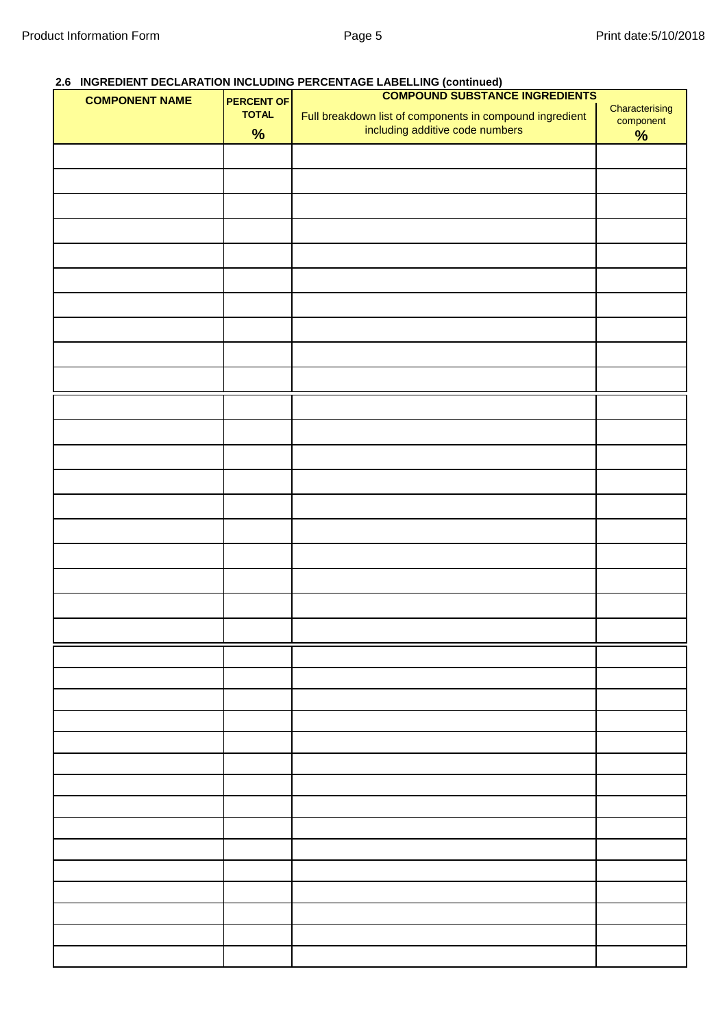### 2.6 INGREDIENT DECLARATION INCLUDING PERCENTAGE LABELLING (continued)

| COMPONENT NAME | PERCENT OF TOTAL % | COMPOUND SUBSTANCE INGREDIENTS Full breakdown list of components in compound ingredient including additive code numbers | Characterising component % |
|---|---|---|---|
| | | | |
| | | | |
| | | | |
| | | | |
| | | | |
| | | | |
| | | | |
| | | | |
| | | | |
| | | | |
| | | | |
| | | | |
| | | | |
| | | | |
| | | | |
| | | | |
| | | | |
| | | | |
| | | | |
| | | | |
| | | | |
| | | | |
| | | | |
| | | | |
| | | | |
| | | | |
| | | | |
| | | | |
| | | | |
| | | | |
| | | | |
| | | | |
| | | | |
| | | | |
| | | | |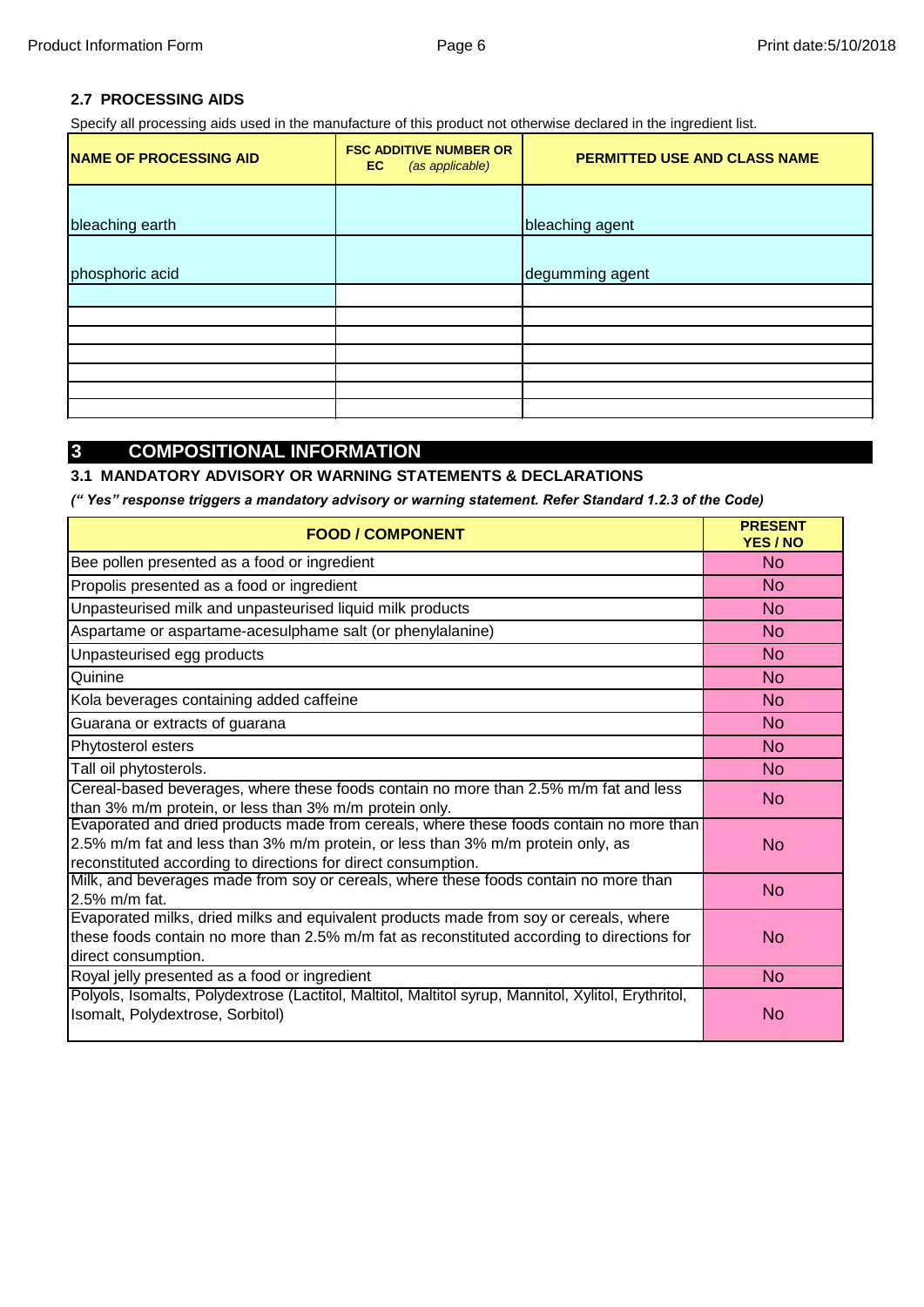### 2.7 PROCESSING AIDS

Specify all processing aids used in the manufacture of this product not otherwise declared in the ingredient list.

| NAME OF PROCESSING AID | FSC ADDITIVE NUMBER OR EC *(as applicable)* | PERMITTED USE AND CLASS NAME |
|---|---|---|
| bleaching earth | | bleaching agent |
| phosphoric acid | | degumming agent |
| | | |
| | | |
| | | |
| | | |
| | | |
| | | |
| | | |

## 3 COMPOSITIONAL INFORMATION

### 3.1 MANDATORY ADVISORY OR WARNING STATEMENTS & DECLARATIONS

***(" Yes" response triggers a mandatory advisory or warning statement. Refer Standard 1.2.3 of the Code)***

| FOOD / COMPONENT | PRESENT YES / NO |
|---|---|
| Bee pollen presented as a food or ingredient | No |
| Propolis presented as a food or ingredient | No |
| Unpasteurised milk and unpasteurised liquid milk products | No |
| Aspartame or aspartame-acesulphame salt (or phenylalanine) | No |
| Unpasteurised egg products | No |
| Quinine | No |
| Kola beverages containing added caffeine | No |
| Guarana or extracts of guarana | No |
| Phytosterol esters | No |
| Tall oil phytosterols. | No |
| Cereal-based beverages, where these foods contain no more than 2.5% m/m fat and less than 3% m/m protein, or less than 3% m/m protein only. | No |
| Evaporated and dried products made from cereals, where these foods contain no more than 2.5% m/m fat and less than 3% m/m protein, or less than 3% m/m protein only, as reconstituted according to directions for direct consumption. | No |
| Milk, and beverages made from soy or cereals, where these foods contain no more than 2.5% m/m fat. | No |
| Evaporated milks, dried milks and equivalent products made from soy or cereals, where these foods contain no more than 2.5% m/m fat as reconstituted according to directions for direct consumption. | No |
| Royal jelly presented as a food or ingredient | No |
| Polyols, Isomalts, Polydextrose (Lactitol, Maltitol, Maltitol syrup, Mannitol, Xylitol, Erythritol, Isomalt, Polydextrose, Sorbitol) | No |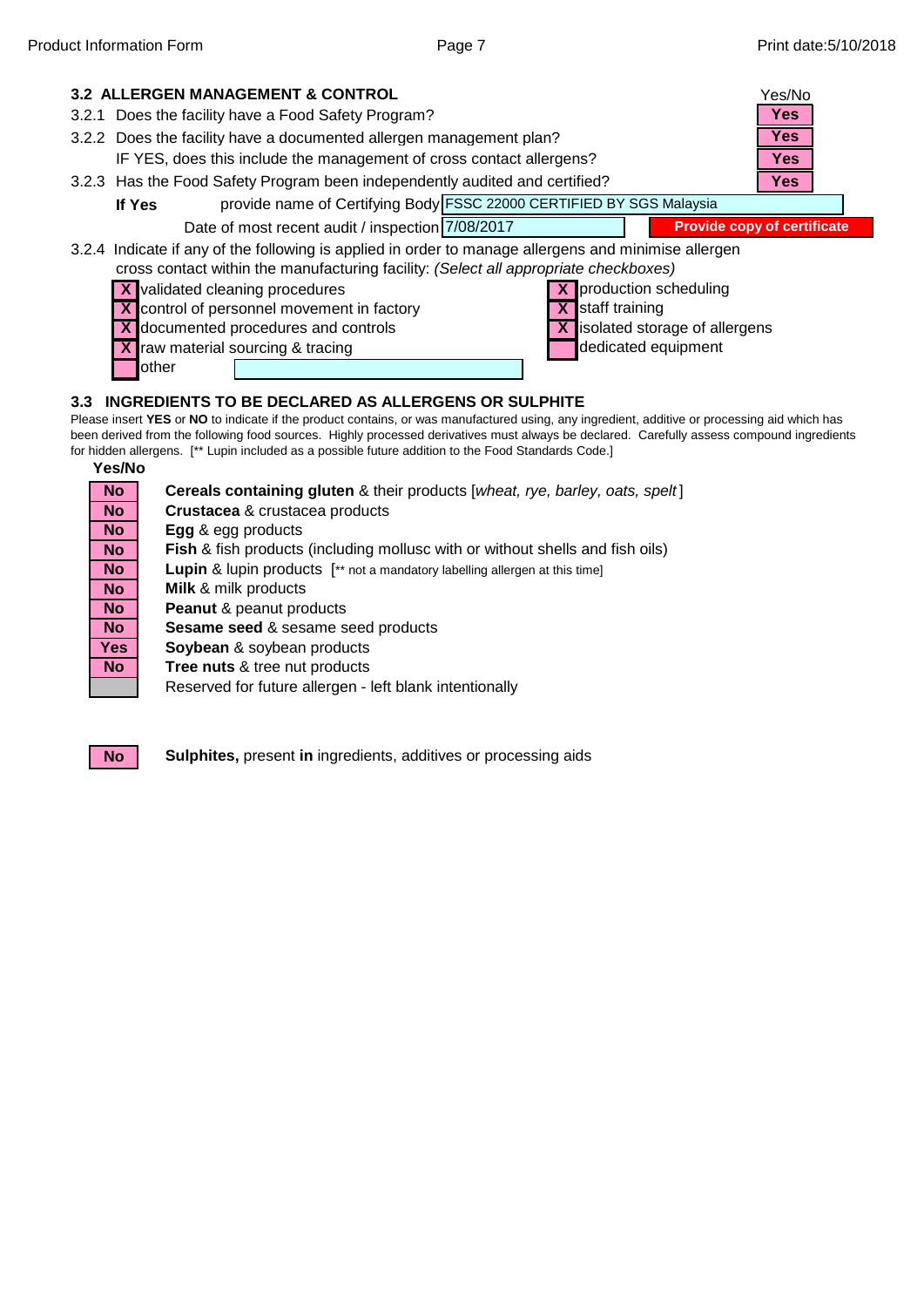## 3.2 ALLERGEN MANAGEMENT & CONTROL

| | | Yes/No |
|---|---|---|
| 3.2.1 | Does the facility have a Food Safety Program? | Yes |
| 3.2.2 | Does the facility have a documented allergen management plan? | Yes |
| | IF YES, does this include the management of cross contact allergens? | Yes |
| 3.2.3 | Has the Food Safety Program been independently audited and certified? | Yes |

**If Yes** provide name of Certifying Body: FSSC 22000 CERTIFIED BY SGS Malaysia

Date of most recent audit / inspection: 7/08/2017

**Provide copy of certificate**

3.2.4 Indicate if any of the following is applied in order to manage allergens and minimise allergen cross contact within the manufacturing facility: *(Select all appropriate checkboxes)*

- [X] validated cleaning procedures
- [X] control of personnel movement in factory
- [X] documented procedures and controls
- [X] raw material sourcing & tracing
- [ ] other
- [X] production scheduling
- [X] staff training
- [X] isolated storage of allergens
- [ ] dedicated equipment

## 3.3 INGREDIENTS TO BE DECLARED AS ALLERGENS OR SULPHITE

Please insert **YES** or **NO** to indicate if the product contains, or was manufactured using, any ingredient, additive or processing aid which has been derived from the following food sources. Highly processed derivatives must always be declared. Carefully assess compound ingredients for hidden allergens. [** Lupin included as a possible future addition to the Food Standards Code.]

| Yes/No | |
|---|---|
| No | **Cereals containing gluten** & their products [*wheat, rye, barley, oats, spelt*] |
| No | **Crustacea** & crustacea products |
| No | **Egg** & egg products |
| No | **Fish** & fish products (including mollusc with or without shells and fish oils) |
| No | **Lupin** & lupin products [** not a mandatory labelling allergen at this time] |
| No | **Milk** & milk products |
| No | **Peanut** & peanut products |
| No | **Sesame seed** & sesame seed products |
| Yes | **Soybean** & soybean products |
| No | **Tree nuts** & tree nut products |
| | Reserved for future allergen - left blank intentionally |

| | |
|---|---|
| No | **Sulphites,** present **in** ingredients, additives or processing aids |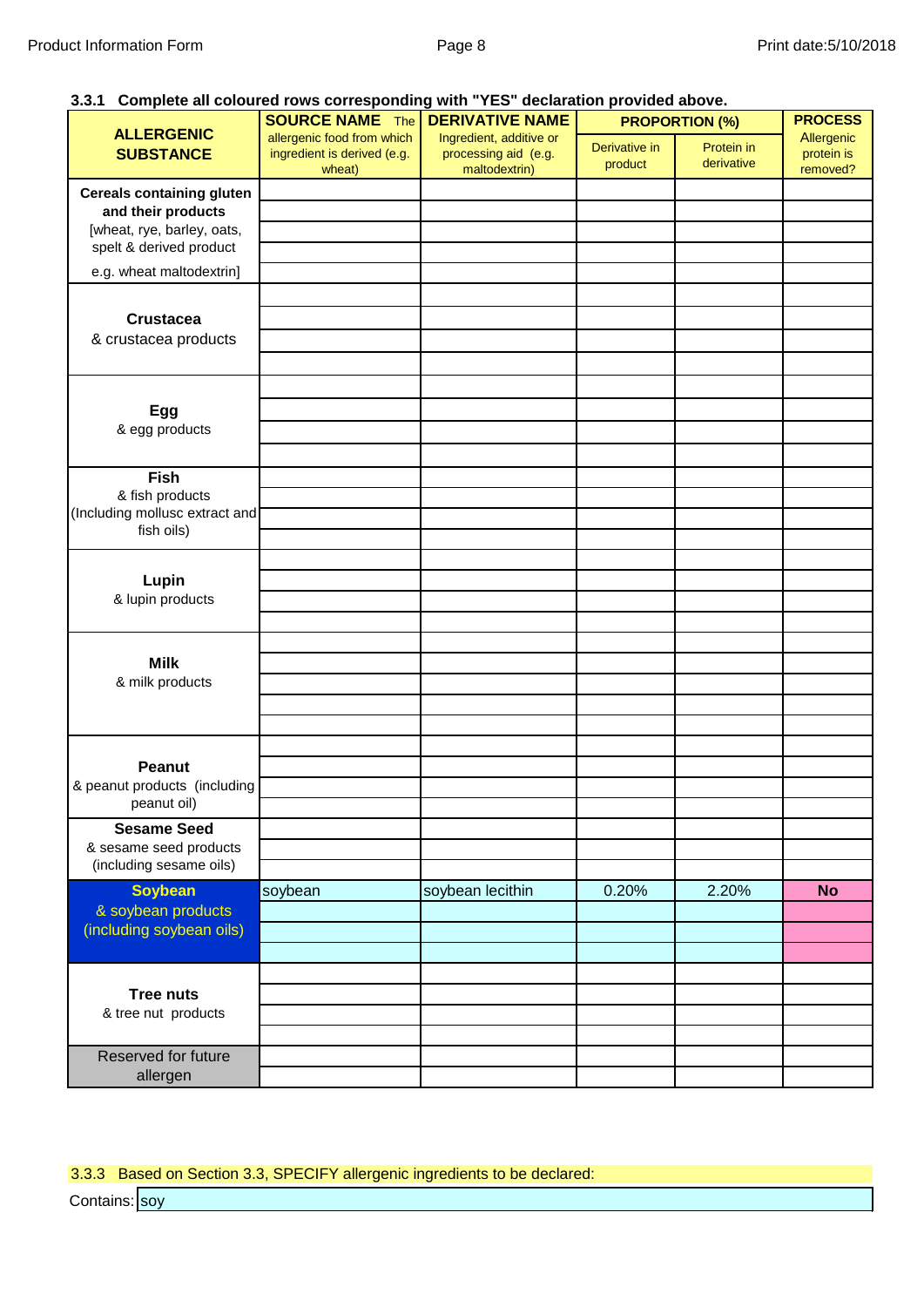### 3.3.1 Complete all coloured rows corresponding with "YES" declaration provided above.

| ALLERGENIC SUBSTANCE | SOURCE NAME The allergenic food from which ingredient is derived (e.g. wheat) | DERIVATIVE NAME Ingredient, additive or processing aid (e.g. maltodextrin) | PROPORTION (%) | | PROCESS Allergenic protein is removed? |
|---|---|---|---|---|---|
| | | | Derivative in product | Protein in derivative | |
| **Cereals containing gluten and their products** [wheat, rye, barley, oats, spelt & derived product e.g. wheat maltodextrin] | | | | | |
| | | | | | |
| | | | | | |
| | | | | | |
| | | | | | |
| **Crustacea** & crustacea products | | | | | |
| | | | | | |
| | | | | | |
| | | | | | |
| **Egg** & egg products | | | | | |
| | | | | | |
| | | | | | |
| | | | | | |
| **Fish** & fish products (Including mollusc extract and fish oils) | | | | | |
| | | | | | |
| | | | | | |
| | | | | | |
| **Lupin** & lupin products | | | | | |
| | | | | | |
| | | | | | |
| | | | | | |
| **Milk** & milk products | | | | | |
| | | | | | |
| | | | | | |
| | | | | | |
| | | | | | |
| **Peanut** & peanut products (including peanut oil) | | | | | |
| | | | | | |
| | | | | | |
| | | | | | |
| **Sesame Seed** & sesame seed products (including sesame oils) | | | | | |
| | | | | | |
| | | | | | |
| **Soybean** & soybean products (including soybean oils) | soybean | soybean lecithin | 0.20% | 2.20% | **No** |
| | | | | | |
| | | | | | |
| | | | | | |
| **Tree nuts** & tree nut products | | | | | |
| | | | | | |
| | | | | | |
| | | | | | |
| Reserved for future allergen | | | | | |
| | | | | | |

3.3.3 Based on Section 3.3, SPECIFY allergenic ingredients to be declared:

Contains: soy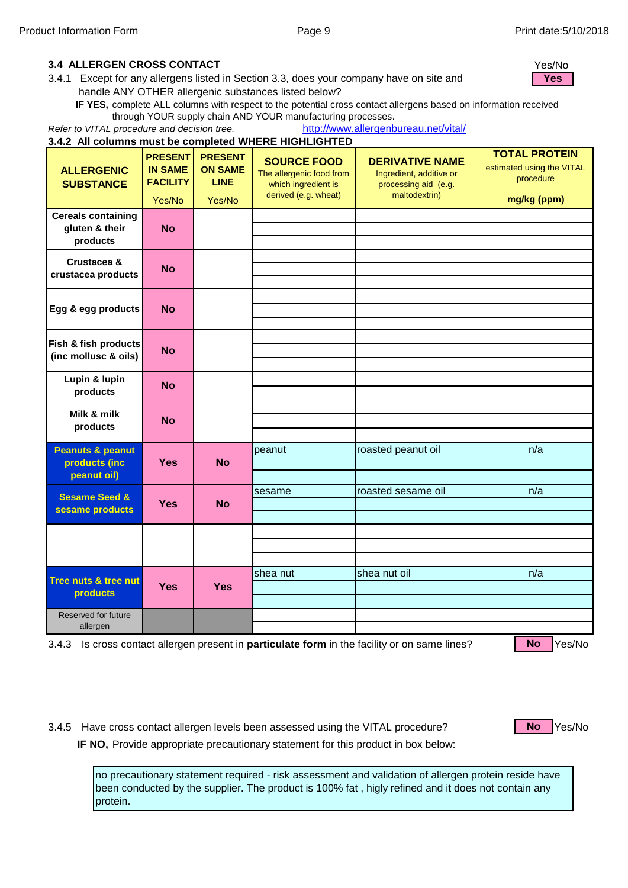### 3.4 ALLERGEN CROSS CONTACT

3.4.1 Except for any allergens listed in Section 3.3, does your company have on site and handle ANY OTHER allergenic substances listed below? — Yes/No: **Yes**

**IF YES,** complete ALL columns with respect to the potential cross contact allergens based on information received through YOUR supply chain AND YOUR manufacturing processes.

*Refer to VITAL procedure and decision tree.* http://www.allergenbureau.net/vital/

**3.4.2 All columns must be completed WHERE HIGHLIGHTED**

| ALLERGENIC SUBSTANCE | PRESENT IN SAME FACILITY Yes/No | PRESENT ON SAME LINE Yes/No | SOURCE FOOD The allergenic food from which ingredient is derived (e.g. wheat) | DERIVATIVE NAME Ingredient, additive or processing aid (e.g. maltodextrin) | TOTAL PROTEIN estimated using the VITAL procedure mg/kg (ppm) |
|---|---|---|---|---|---|
| Cereals containing gluten & their products | No | | | | |
| Crustacea & crustacea products | No | | | | |
| Egg & egg products | No | | | | |
| Fish & fish products (inc mollusc & oils) | No | | | | |
| Lupin & lupin products | No | | | | |
| Milk & milk products | No | | | | |
| Peanuts & peanut products (inc peanut oil) | Yes | No | peanut | roasted peanut oil | n/a |
| Sesame Seed & sesame products | Yes | No | sesame | roasted sesame oil | n/a |
| | | | | | |
| Tree nuts & tree nut products | Yes | Yes | shea nut | shea nut oil | n/a |
| Reserved for future allergen | | | | | |

3.4.3 Is cross contact allergen present in **particulate form** in the facility or on same lines? — **No** Yes/No

3.4.5 Have cross contact allergen levels been assessed using the VITAL procedure? — **No** Yes/No

**IF NO,** Provide appropriate precautionary statement for this product in box below:

no precautionary statement required - risk assessment and validation of allergen protein reside have been conducted by the supplier. The product is 100% fat , higly refined and it does not contain any protein.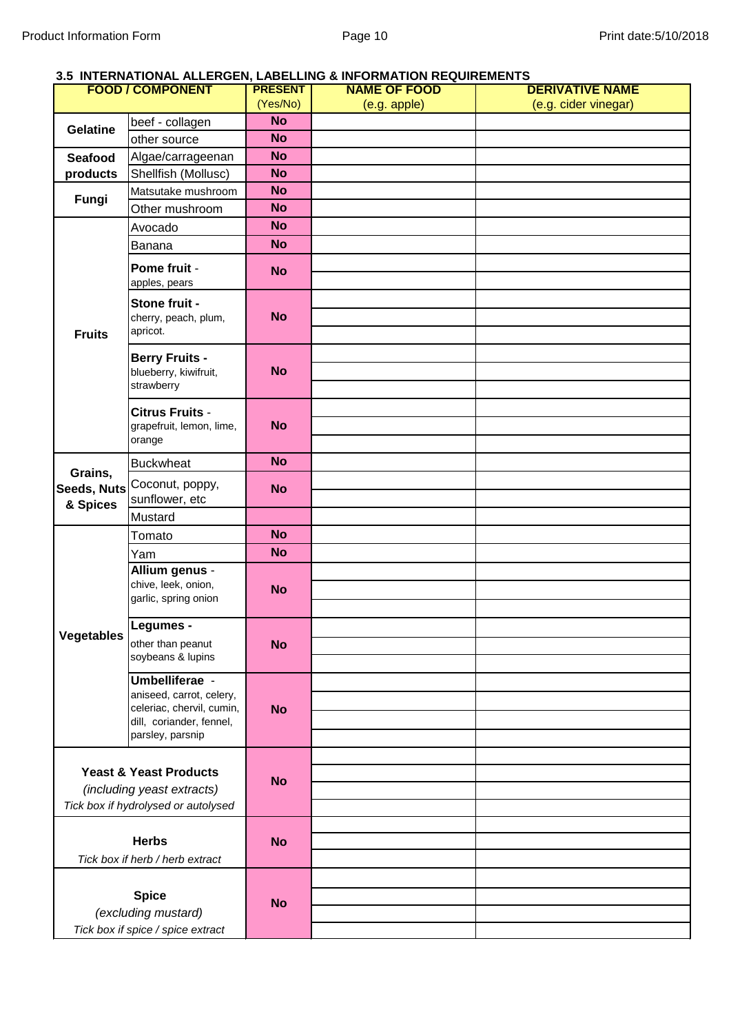### 3.5 INTERNATIONAL ALLERGEN, LABELLING & INFORMATION REQUIREMENTS

| FOOD / COMPONENT | | PRESENT (Yes/No) | NAME OF FOOD (e.g. apple) | DERIVATIVE NAME (e.g. cider vinegar) |
|---|---|---|---|---|
| **Gelatine** | beef - collagen | **No** | | |
| | other source | **No** | | |
| **Seafood products** | Algae/carrageenan | **No** | | |
| | Shellfish (Mollusc) | **No** | | |
| **Fungi** | Matsutake mushroom | **No** | | |
| | Other mushroom | **No** | | |
| **Fruits** | Avocado | **No** | | |
| | Banana | **No** | | |
| | **Pome fruit** - apples, pears | **No** | | |
| | **Stone fruit -** cherry, peach, plum, apricot. | **No** | | |
| | **Berry Fruits -** blueberry, kiwifruit, strawberry | **No** | | |
| | **Citrus Fruits** - grapefruit, lemon, lime, orange | **No** | | |
| **Grains, Seeds, Nuts & Spices** | Buckwheat | **No** | | |
| | Coconut, poppy, sunflower, etc | **No** | | |
| | Mustard | | | |
| **Vegetables** | Tomato | **No** | | |
| | Yam | **No** | | |
| | **Allium genus** - chive, leek, onion, garlic, spring onion | **No** | | |
| | **Legumes -** other than peanut soybeans & lupins | **No** | | |
| | **Umbelliferae** - aniseed, carrot, celery, celeriac, chervil, cumin, dill, coriander, fennel, parsley, parsnip | **No** | | |
| **Yeast & Yeast Products** *(including yeast extracts)* *Tick box if hydrolysed or autolysed* | | **No** | | |
| **Herbs** *Tick box if herb / herb extract* | | **No** | | |
| **Spice** *(excluding mustard)* *Tick box if spice / spice extract* | | **No** | | |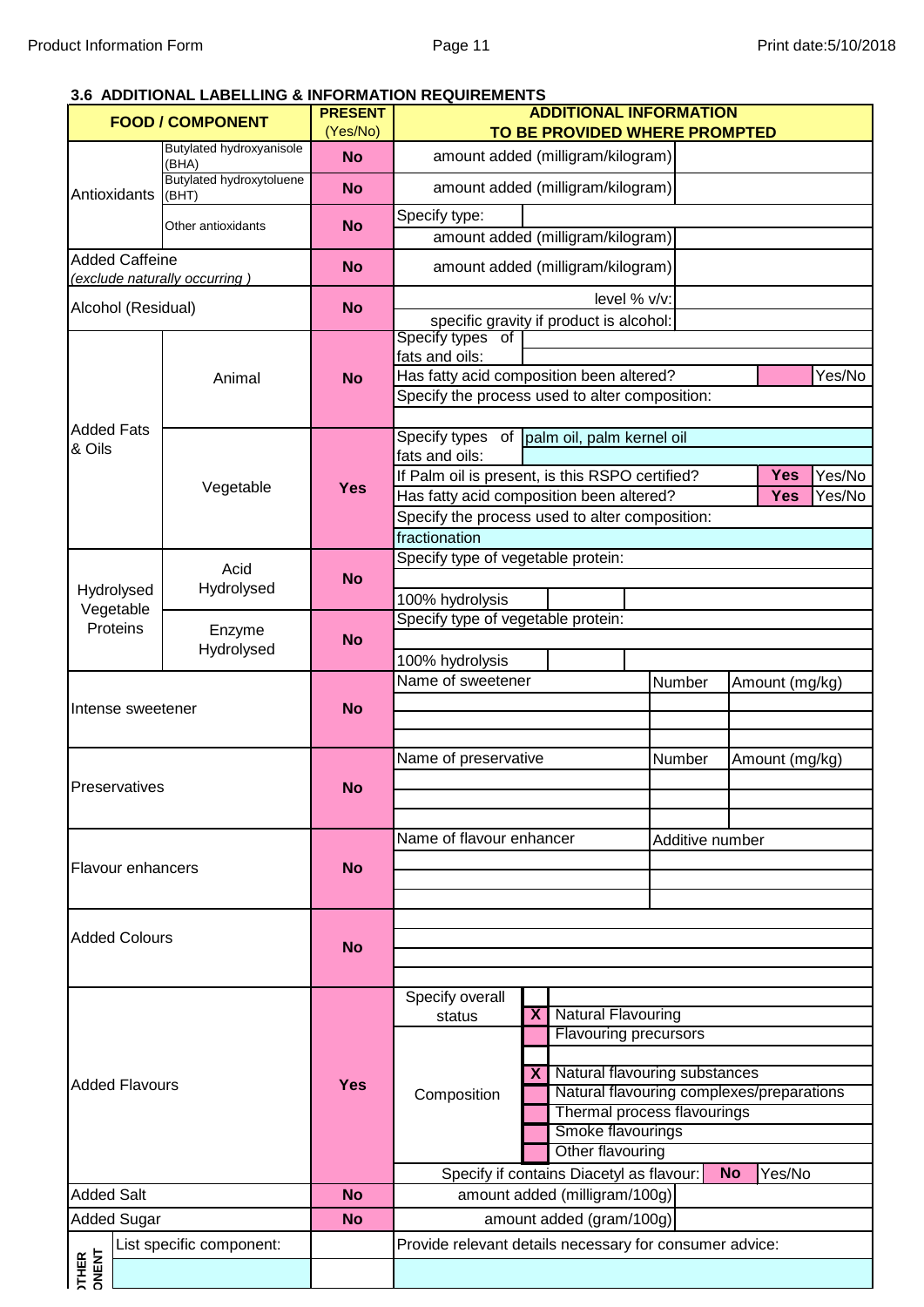### 3.6 ADDITIONAL LABELLING & INFORMATION REQUIREMENTS

| FOOD / COMPONENT | | PRESENT (Yes/No) | ADDITIONAL INFORMATION TO BE PROVIDED WHERE PROMPTED | | | |
|---|---|---|---|---|---|---|
| Antioxidants | Butylated hydroxyanisole (BHA) | No | amount added (milligram/kilogram) | | | |
| | Butylated hydroxytoluene (BHT) | No | amount added (milligram/kilogram) | | | |
| | Other antioxidants | No | Specify type: | | | |
| | | | amount added (milligram/kilogram) | | | |
| Added Caffeine *(exclude naturally occurring )* | | No | amount added (milligram/kilogram) | | | |
| Alcohol (Residual) | | No | level % v/v: | | | |
| | | | specific gravity if product is alcohol: | | | |
| Added Fats & Oils | Animal | No | Specify types of fats and oils: | | | |
| | | | Has fatty acid composition been altered? | | | Yes/No |
| | | | Specify the process used to alter composition: | | | |
| | Vegetable | Yes | Specify types of fats and oils: | palm oil, palm kernel oil | | |
| | | | If Palm oil is present, is this RSPO certified? | | Yes | Yes/No |
| | | | Has fatty acid composition been altered? | | Yes | Yes/No |
| | | | Specify the process used to alter composition: | | | |
| | | | fractionation | | | |
| Hydrolysed Vegetable Proteins | Acid Hydrolysed | No | Specify type of vegetable protein: | | | |
| | | | 100% hydrolysis | | | |
| | Enzyme Hydrolysed | No | Specify type of vegetable protein: | | | |
| | | | 100% hydrolysis | | | |
| Intense sweetener | | No | Name of sweetener | Number | Amount (mg/kg) | |
| Preservatives | | No | Name of preservative | Number | Amount (mg/kg) | |
| Flavour enhancers | | No | Name of flavour enhancer | Additive number | | |
| Added Colours | | No | | | | |
| Added Flavours | | Yes | Specify overall status | X | Natural Flavouring | |
| | | | Composition | | Flavouring precursors | |
| | | | | X | Natural flavouring substances | |
| | | | | | Natural flavouring complexes/preparations | |
| | | | | | Thermal process flavourings | |
| | | | | | Smoke flavourings | |
| | | | | | Other flavouring | |
| | | | Specify if contains Diacetyl as flavour: | | No | Yes/No |
| Added Salt | | No | amount added (milligram/100g) | | | |
| Added Sugar | | No | amount added (gram/100g) | | | |
| OTHER COMPONENT | List specific component: | | Provide relevant details necessary for consumer advice: | | | |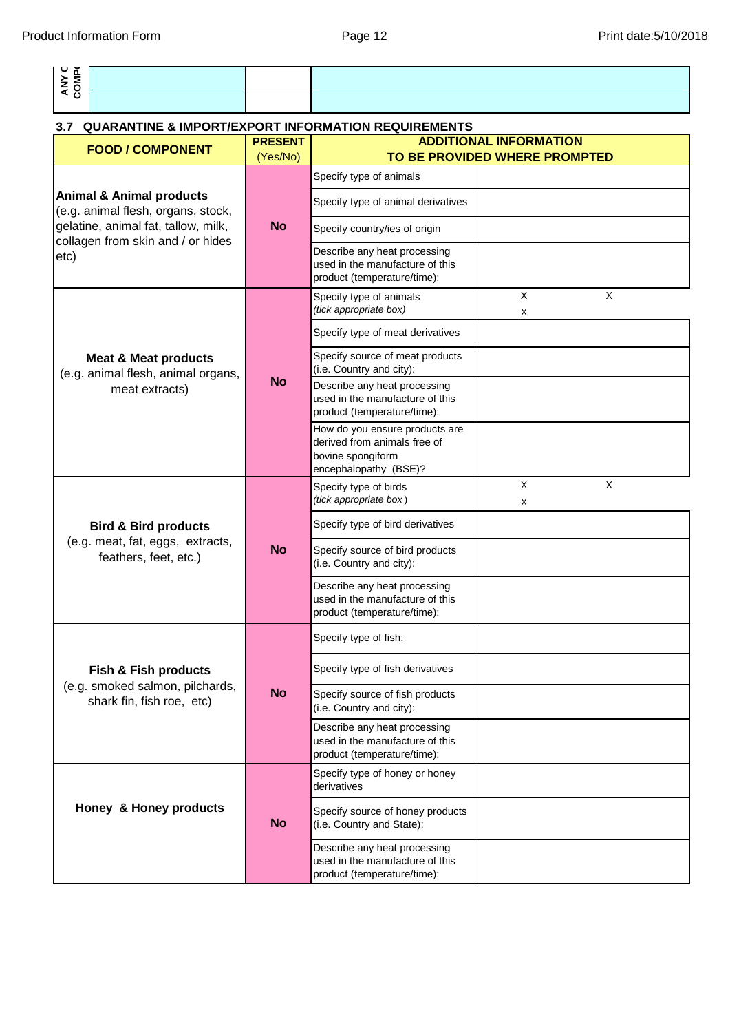| ANY C COMP | | | |
|---|---|---|---|
| | | | |
| | | | |

### 3.7 QUARANTINE & IMPORT/EXPORT INFORMATION REQUIREMENTS

| FOOD / COMPONENT | PRESENT (Yes/No) | ADDITIONAL INFORMATION TO BE PROVIDED WHERE PROMPTED | |
|---|---|---|---|
| **Animal & Animal products** (e.g. animal flesh, organs, stock, gelatine, animal fat, tallow, milk, collagen from skin and / or hides etc) | **No** | Specify type of animals | |
| | | Specify type of animal derivatives | |
| | | Specify country/ies of origin | |
| | | Describe any heat processing used in the manufacture of this product (temperature/time): | |
| **Meat & Meat products** (e.g. animal flesh, animal organs, meat extracts) | **No** | Specify type of animals *(tick appropriate box)* | X X X |
| | | Specify type of meat derivatives | |
| | | Specify source of meat products (i.e. Country and city): | |
| | | Describe any heat processing used in the manufacture of this product (temperature/time): | |
| | | How do you ensure products are derived from animals free of bovine spongiform encephalopathy (BSE)? | |
| **Bird & Bird products** (e.g. meat, fat, eggs, extracts, feathers, feet, etc.) | **No** | Specify type of birds *(tick appropriate box)* | X X X |
| | | Specify type of bird derivatives | |
| | | Specify source of bird products (i.e. Country and city): | |
| | | Describe any heat processing used in the manufacture of this product (temperature/time): | |
| **Fish & Fish products** (e.g. smoked salmon, pilchards, shark fin, fish roe, etc) | **No** | Specify type of fish: | |
| | | Specify type of fish derivatives | |
| | | Specify source of fish products (i.e. Country and city): | |
| | | Describe any heat processing used in the manufacture of this product (temperature/time): | |
| **Honey & Honey products** | **No** | Specify type of honey or honey derivatives | |
| | | Specify source of honey products (i.e. Country and State): | |
| | | Describe any heat processing used in the manufacture of this product (temperature/time): | |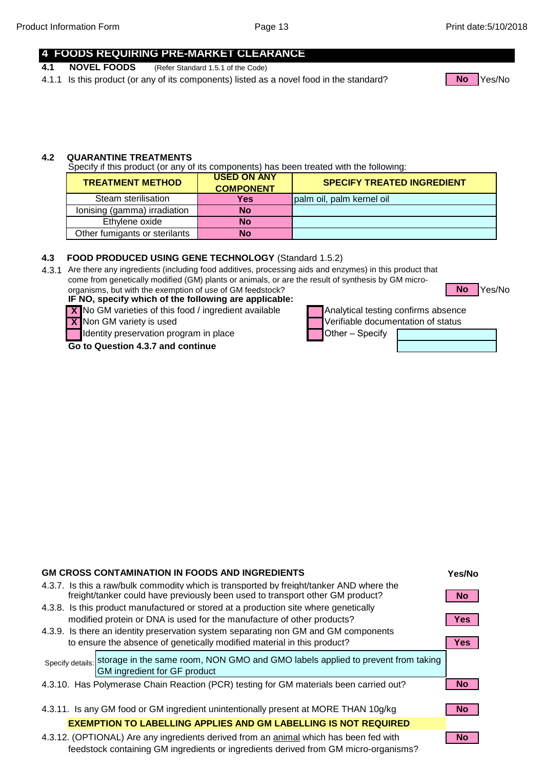## 4 FOODS REQUIRING PRE-MARKET CLEARANCE

### 4.1 NOVEL FOODS (Refer Standard 1.5.1 of the Code)

4.1.1 Is this product (or any of its components) listed as a novel food in the standard? **No** Yes/No

### 4.2 QUARANTINE TREATMENTS

Specify if this product (or any of its components) has been treated with the following:

| TREATMENT METHOD | USED ON ANY COMPONENT | SPECIFY TREATED INGREDIENT |
|---|---|---|
| Steam sterilisation | Yes | palm oil, palm kernel oil |
| Ionising (gamma) irradiation | No | |
| Ethylene oxide | No | |
| Other fumigants or sterilants | No | |

### 4.3 FOOD PRODUCED USING GENE TECHNOLOGY (Standard 1.5.2)

4.3.1 Are there any ingredients (including food additives, processing aids and enzymes) in this product that come from genetically modified (GM) plants or animals, or are the result of synthesis by GM micro-organisms, but with the exemption of use of GM feedstock? **No** Yes/No

**IF NO, specify which of the following are applicable:**

- [X] No GM varieties of this food / ingredient available
- [X] Non GM variety is used
- [ ] Identity preservation program in place
- [ ] Analytical testing confirms absence
- [ ] Verifiable documentation of status
- [ ] Other – Specify

**Go to Question 4.3.7 and continue**

### GM CROSS CONTAMINATION IN FOODS AND INGREDIENTS

| Question | Yes/No |
|---|---|
| 4.3.7. Is this a raw/bulk commodity which is transported by freight/tanker AND where the freight/tanker could have previously been used to transport other GM product? | No |
| 4.3.8. Is this product manufactured or stored at a production site where genetically modified protein or DNA is used for the manufacture of other products? | Yes |
| 4.3.9. Is there an identity preservation system separating non GM and GM components to ensure the absence of genetically modified material in this product? | Yes |
| Specify details: storage in the same room, NON GMO and GMO labels applied to prevent from taking GM ingredient for GF product | |
| 4.3.10. Has Polymerase Chain Reaction (PCR) testing for GM materials been carried out? | No |
| 4.3.11. Is any GM food or GM ingredient unintentionally present at MORE THAN 10g/kg | No |
| **EXEMPTION TO LABELLING APPLIES AND GM LABELLING IS NOT REQUIRED** | |
| 4.3.12. (OPTIONAL) Are any ingredients derived from an animal which has been fed with feedstock containing GM ingredients or ingredients derived from GM micro-organisms? | No |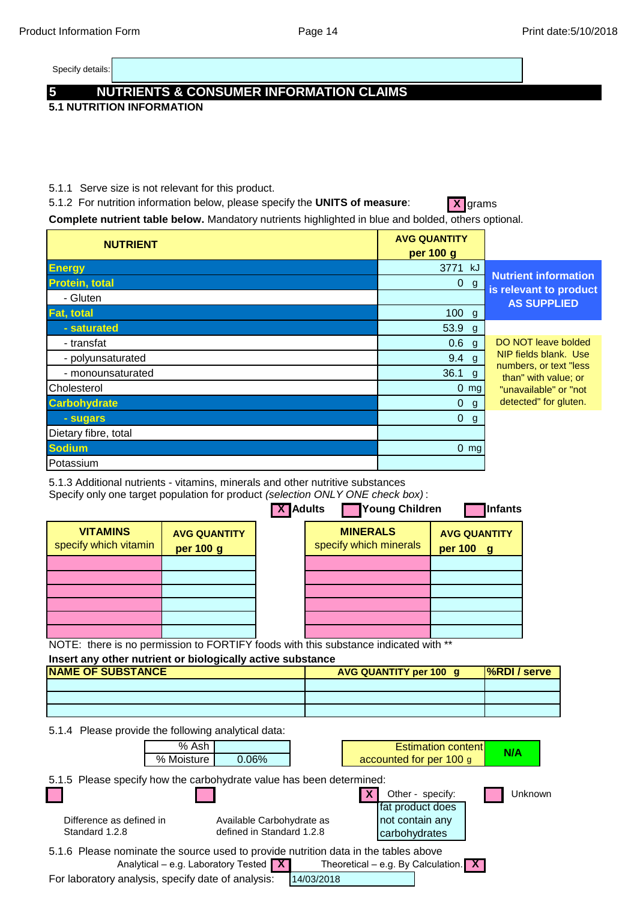Specify details:

## 5 NUTRIENTS & CONSUMER INFORMATION CLAIMS

### 5.1 NUTRITION INFORMATION

5.1.1 Serve size is not relevant for this product.

5.1.2 For nutrition information below, please specify the **UNITS of measure**: [X] grams

**Complete nutrient table below.** Mandatory nutrients highlighted in blue and bolded, others optional.

| NUTRIENT | AVG QUANTITY per 100 g |
|---|---|
| **Energy** | 3771 kJ |
| **Protein, total** | 0 g |
| - Gluten | |
| **Fat, total** | 100 g |
| **- saturated** | 53.9 g |
| - transfat | 0.6 g |
| - polyunsaturated | 9.4 g |
| - monounsaturated | 36.1 g |
| Cholesterol | 0 mg |
| **Carbohydrate** | 0 g |
| **- sugars** | 0 g |
| Dietary fibre, total | |
| **Sodium** | 0 mg |
| Potassium | |

**Nutrient information is relevant to product AS SUPPLIED**

DO NOT leave bolded NIP fields blank. Use numbers, or text "less than" with value; or "unavailable" or "not detected" for gluten.

5.1.3 Additional nutrients - vitamins, minerals and other nutritive substances
Specify only one target population for product *(selection ONLY ONE check box)*:

[X] Adults [ ] Young Children [ ] Infants

| VITAMINS specify which vitamin | AVG QUANTITY per 100 g |
|---|---|
| | |
| | |
| | |
| | |
| | |
| | |

| MINERALS specify which minerals | AVG QUANTITY per 100 g |
|---|---|
| | |
| | |
| | |
| | |
| | |
| | |

NOTE: there is no permission to FORTIFY foods with this substance indicated with **

**Insert any other nutrient or biologically active substance**

| NAME OF SUBSTANCE | AVG QUANTITY per 100 g | %RDI / serve |
|---|---|---|
| | | |
| | | |
| | | |

5.1.4 Please provide the following analytical data:

| | |
|---|---|
| % Ash | |
| % Moisture | 0.06% |

| Estimation content accounted for per 100 g | N/A |
|---|---|

5.1.5 Please specify how the carbohydrate value has been determined:

[ ] Difference as defined in Standard 1.2.8

[ ] Available Carbohydrate as defined in Standard 1.2.8

[X] Other - specify: fat product does not contain any carbohydrates

[ ] Unknown

5.1.6 Please nominate the source used to provide nutrition data in the tables above

Analytical – e.g. Laboratory Tested [X] Theoretical – e.g. By Calculation. [X]

For laboratory analysis, specify date of analysis: 14/03/2018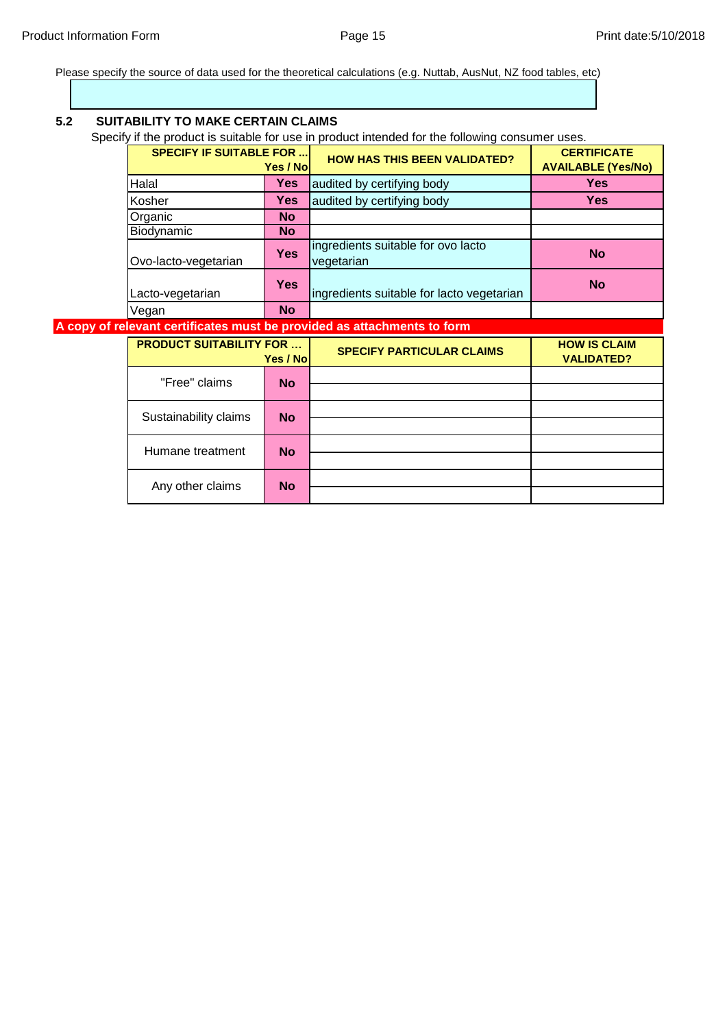Please specify the source of data used for the theoretical calculations (e.g. Nuttab, AusNut, NZ food tables, etc)

| |
|---|
| |

### 5.2 SUITABILITY TO MAKE CERTAIN CLAIMS

Specify if the product is suitable for use in product intended for the following consumer uses.

| SPECIFY IF SUITABLE FOR ... | Yes / No | HOW HAS THIS BEEN VALIDATED? | CERTIFICATE AVAILABLE (Yes/No) |
|---|---|---|---|
| Halal | Yes | audited by certifying body | Yes |
| Kosher | Yes | audited by certifying body | Yes |
| Organic | No | | |
| Biodynamic | No | | |
| Ovo-lacto-vegetarian | Yes | ingredients suitable for ovo lacto vegetarian | No |
| Lacto-vegetarian | Yes | ingredients suitable for lacto vegetarian | No |
| Vegan | No | | |

**A copy of relevant certificates must be provided as attachments to form**

| PRODUCT SUITABILITY FOR ... | Yes / No | SPECIFY PARTICULAR CLAIMS | HOW IS CLAIM VALIDATED? |
|---|---|---|---|
| "Free" claims | No | | |
| | | | |
| Sustainability claims | No | | |
| | | | |
| Humane treatment | No | | |
| | | | |
| Any other claims | No | | |
| | | | |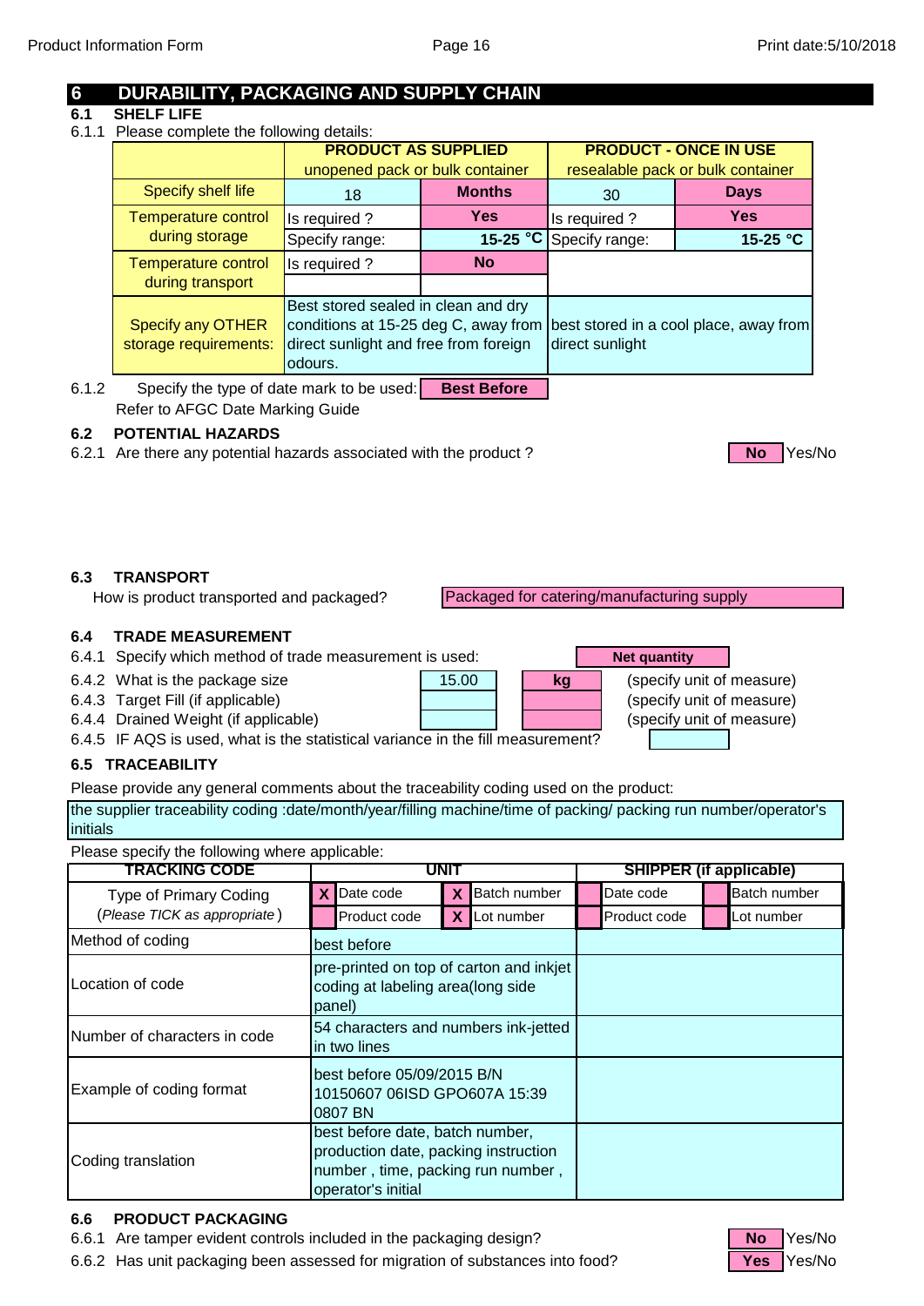## 6 DURABILITY, PACKAGING AND SUPPLY CHAIN

### 6.1 SHELF LIFE

6.1.1 Please complete the following details:

| | PRODUCT AS SUPPLIED unopened pack or bulk container | | PRODUCT - ONCE IN USE resealable pack or bulk container | |
|---|---|---|---|---|
| Specify shelf life | 18 | **Months** | 30 | **Days** |
| Temperature control during storage | Is required ? | **Yes** | Is required ? | **Yes** |
| | Specify range: | **15-25 °C** | Specify range: | **15-25 °C** |
| Temperature control during transport | Is required ? | **No** | | |
| Specify any OTHER storage requirements: | Best stored sealed in clean and dry conditions at 15-25 deg C, away from direct sunlight and free from foreign odours. | | best stored in a cool place, away from direct sunlight | |

6.1.2 Specify the type of date mark to be used: **Best Before**

Refer to AFGC Date Marking Guide

### 6.2 POTENTIAL HAZARDS

6.2.1 Are there any potential hazards associated with the product ? **No** Yes/No

### 6.3 TRANSPORT

How is product transported and packaged? Packaged for catering/manufacturing supply

### 6.4 TRADE MEASUREMENT

6.4.1 Specify which method of trade measurement is used: **Net quantity**

6.4.2 What is the package size 15.00 **kg** (specify unit of measure)

6.4.3 Target Fill (if applicable) (specify unit of measure)

6.4.4 Drained Weight (if applicable) (specify unit of measure)

6.4.5 IF AQS is used, what is the statistical variance in the fill measurement?

### 6.5 TRACEABILITY

Please provide any general comments about the traceability coding used on the product:

the supplier traceability coding :date/month/year/filling machine/time of packing/ packing run number/operator's initials

Please specify the following where applicable:

| TRACKING CODE | UNIT | SHIPPER (if applicable) |
|---|---|---|
| Type of Primary Coding (*Please TICK as appropriate*) | X Date code; X Batch number; Product code; X Lot number | Date code; Batch number; Product code; Lot number |
| Method of coding | best before | |
| Location of code | pre-printed on top of carton and inkjet coding at labeling area(long side panel) | |
| Number of characters in code | 54 characters and numbers ink-jetted in two lines | |
| Example of coding format | best before 05/09/2015 B/N 10150607 06ISD GPO607A 15:39 0807 BN | |
| Coding translation | best before date, batch number, production date, packing instruction number , time, packing run number , operator's initial | |

### 6.6 PRODUCT PACKAGING

6.6.1 Are tamper evident controls included in the packaging design? **No** Yes/No

6.6.2 Has unit packaging been assessed for migration of substances into food? **Yes** Yes/No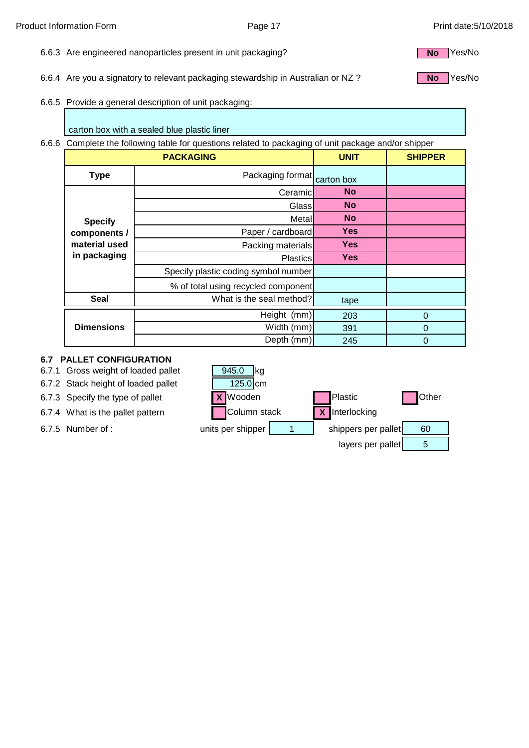6.6.3 Are engineered nanoparticles present in unit packaging? **No** Yes/No

6.6.4 Are you a signatory to relevant packaging stewardship in Australian or NZ ? **No** Yes/No

6.6.5 Provide a general description of unit packaging:

carton box with a sealed blue plastic liner

6.6.6 Complete the following table for questions related to packaging of unit package and/or shipper

| PACKAGING | | UNIT | SHIPPER |
|---|---|---|---|
| **Type** | Packaging format | carton box | |
| **Specify components / material used in packaging** | Ceramic | **No** | |
| | Glass | **No** | |
| | Metal | **No** | |
| | Paper / cardboard | **Yes** | |
| | Packing materials | **Yes** | |
| | Plastics | **Yes** | |
| | Specify plastic coding symbol number | | |
| | % of total using recycled component | | |
| **Seal** | What is the seal method? | tape | |
| **Dimensions** | Height (mm) | 203 | 0 |
| | Width (mm) | 391 | 0 |
| | Depth (mm) | 245 | 0 |

### 6.7 PALLET CONFIGURATION

6.7.1 Gross weight of loaded pallet: 945.0 kg

6.7.2 Stack height of loaded pallet: 125.0 cm

6.7.3 Specify the type of pallet: [X] Wooden [ ] Plastic [ ] Other

6.7.4 What is the pallet pattern: [ ] Column stack [X] Interlocking

6.7.5 Number of : units per shipper 1; shippers per pallet 60; layers per pallet 5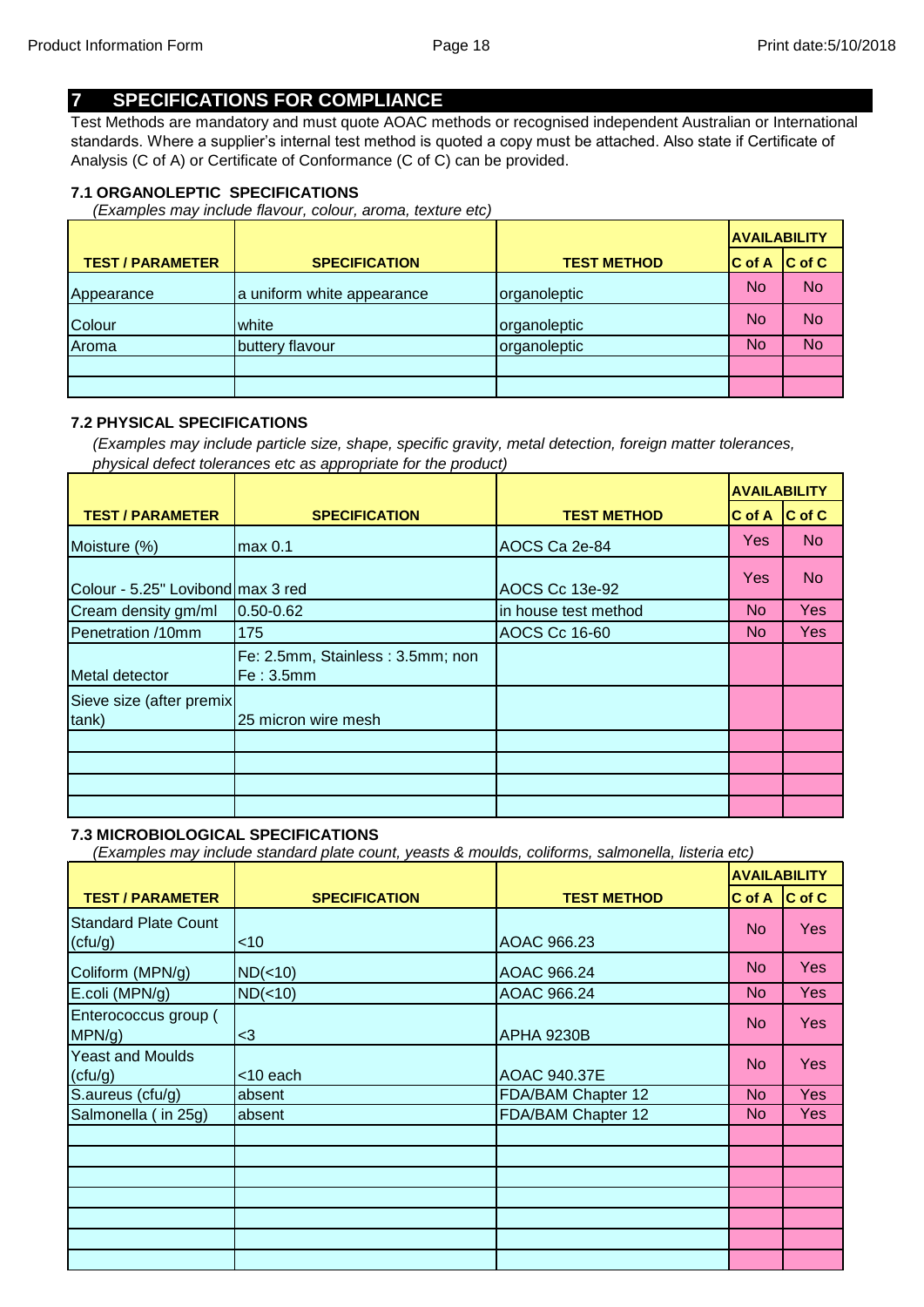## 7 SPECIFICATIONS FOR COMPLIANCE

Test Methods are mandatory and must quote AOAC methods or recognised independent Australian or International standards. Where a supplier's internal test method is quoted a copy must be attached. Also state if Certificate of Analysis (C of A) or Certificate of Conformance (C of C) can be provided.

### 7.1 ORGANOLEPTIC SPECIFICATIONS

*(Examples may include flavour, colour, aroma, texture etc)*

| TEST / PARAMETER | SPECIFICATION | TEST METHOD | AVAILABILITY | |
|---|---|---|---|---|
| | | | C of A | C of C |
| Appearance | a uniform white appearance | organoleptic | No | No |
| Colour | white | organoleptic | No | No |
| Aroma | buttery flavour | organoleptic | No | No |
| | | | | |
| | | | | |

### 7.2 PHYSICAL SPECIFICATIONS

*(Examples may include particle size, shape, specific gravity, metal detection, foreign matter tolerances, physical defect tolerances etc as appropriate for the product)*

| TEST / PARAMETER | SPECIFICATION | TEST METHOD | AVAILABILITY | |
|---|---|---|---|---|
| | | | C of A | C of C |
| Moisture (%) | max 0.1 | AOCS Ca 2e-84 | Yes | No |
| Colour - 5.25" Lovibond | max 3 red | AOCS Cc 13e-92 | Yes | No |
| Cream density gm/ml | 0.50-0.62 | in house test method | No | Yes |
| Penetration /10mm | 175 | AOCS Cc 16-60 | No | Yes |
| Metal detector | Fe: 2.5mm, Stainless : 3.5mm; non Fe : 3.5mm | | | |
| Sieve size (after premix tank) | 25 micron wire mesh | | | |
| | | | | |
| | | | | |
| | | | | |
| | | | | |

### 7.3 MICROBIOLOGICAL SPECIFICATIONS

*(Examples may include standard plate count, yeasts & moulds, coliforms, salmonella, listeria etc)*

| TEST / PARAMETER | SPECIFICATION | TEST METHOD | AVAILABILITY | |
|---|---|---|---|---|
| | | | C of A | C of C |
| Standard Plate Count (cfu/g) | <10 | AOAC 966.23 | No | Yes |
| Coliform (MPN/g) | ND(<10) | AOAC 966.24 | No | Yes |
| E.coli (MPN/g) | ND(<10) | AOAC 966.24 | No | Yes |
| Enterococcus group ( MPN/g) | <3 | APHA 9230B | No | Yes |
| Yeast and Moulds (cfu/g) | <10 each | AOAC 940.37E | No | Yes |
| S.aureus (cfu/g) | absent | FDA/BAM Chapter 12 | No | Yes |
| Salmonella ( in 25g) | absent | FDA/BAM Chapter 12 | No | Yes |
| | | | | |
| | | | | |
| | | | | |
| | | | | |
| | | | | |
| | | | | |
| | | | | |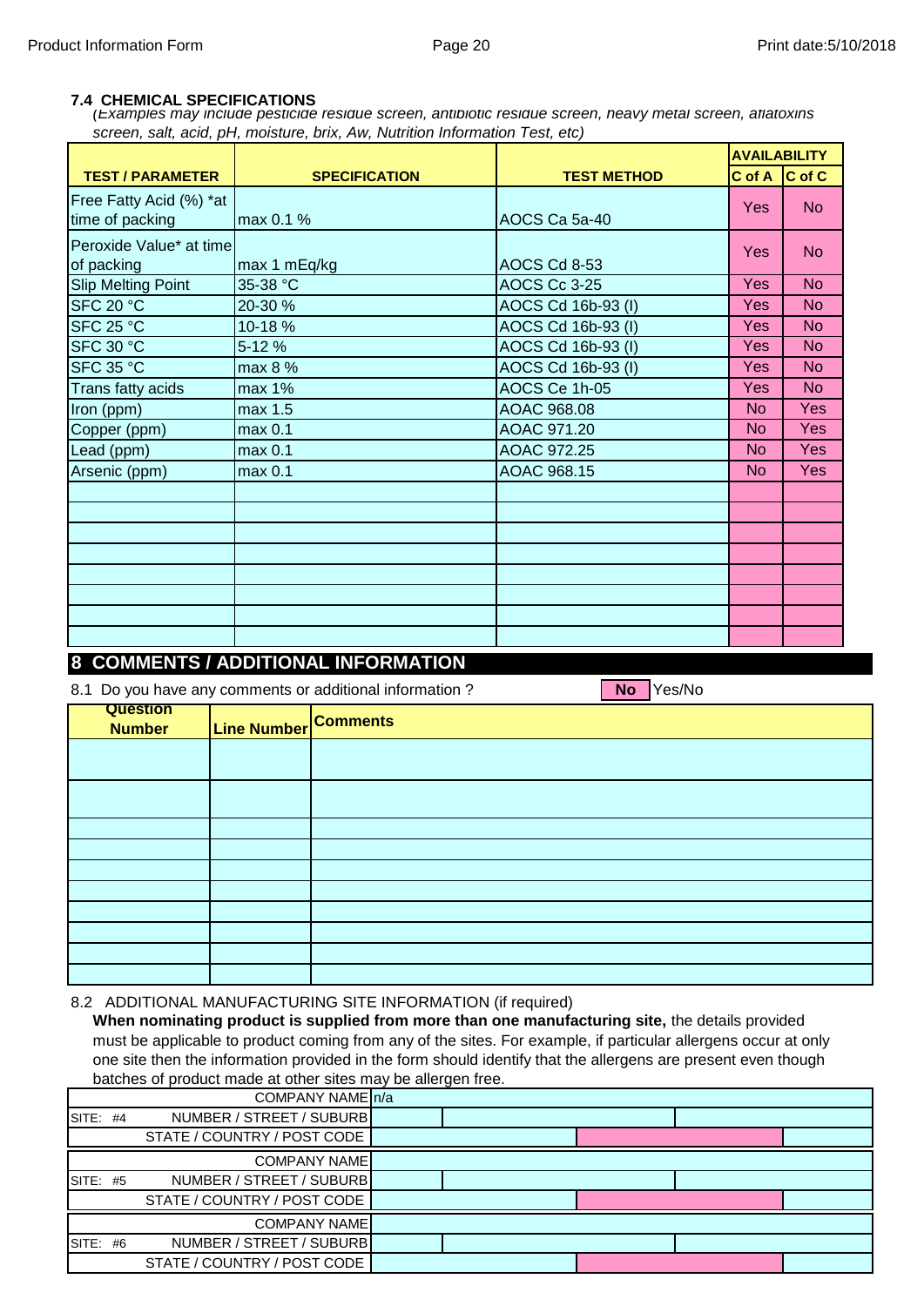### 7.4 CHEMICAL SPECIFICATIONS

*(Examples may include pesticide residue screen, antibiotic residue screen, heavy metal screen, aflatoxins screen, salt, acid, pH, moisture, brix, Aw, Nutrition Information Test, etc)*

| TEST / PARAMETER | SPECIFICATION | TEST METHOD | AVAILABILITY | |
|---|---|---|---|---|
| | | | C of A | C of C |
| Free Fatty Acid (%) *at time of packing | max 0.1 % | AOCS Ca 5a-40 | Yes | No |
| Peroxide Value* at time of packing | max 1 mEq/kg | AOCS Cd 8-53 | Yes | No |
| Slip Melting Point | 35-38 °C | AOCS Cc 3-25 | Yes | No |
| SFC 20 °C | 20-30 % | AOCS Cd 16b-93 (I) | Yes | No |
| SFC 25 °C | 10-18 % | AOCS Cd 16b-93 (I) | Yes | No |
| SFC 30 °C | 5-12 % | AOCS Cd 16b-93 (I) | Yes | No |
| SFC 35 °C | max 8 % | AOCS Cd 16b-93 (I) | Yes | No |
| Trans fatty acids | max 1% | AOCS Ce 1h-05 | Yes | No |
| Iron (ppm) | max 1.5 | AOAC 968.08 | No | Yes |
| Copper (ppm) | max 0.1 | AOAC 971.20 | No | Yes |
| Lead (ppm) | max 0.1 | AOAC 972.25 | No | Yes |
| Arsenic (ppm) | max 0.1 | AOAC 968.15 | No | Yes |
| | | | | |
| | | | | |
| | | | | |
| | | | | |
| | | | | |
| | | | | |
| | | | | |
| | | | | |

## 8 COMMENTS / ADDITIONAL INFORMATION

8.1 Do you have any comments or additional information ? **No** Yes/No

| Question Number | Line Number | Comments |
|---|---|---|
| | | |
| | | |
| | | |
| | | |
| | | |
| | | |
| | | |
| | | |
| | | |
| | | |

8.2 ADDITIONAL MANUFACTURING SITE INFORMATION (if required)

**When nominating product is supplied from more than one manufacturing site,** the details provided must be applicable to product coming from any of the sites. For example, if particular allergens occur at only one site then the information provided in the form should identify that the allergens are present even though batches of product made at other sites may be allergen free.

| | | | | |
|---|---|---|---|---|
| | COMPANY NAME | n/a | | |
| SITE: #4 | NUMBER / STREET / SUBURB | | | |
| | STATE / COUNTRY / POST CODE | | | |
| | COMPANY NAME | | | |
| SITE: #5 | NUMBER / STREET / SUBURB | | | |
| | STATE / COUNTRY / POST CODE | | | |
| | COMPANY NAME | | | |
| SITE: #6 | NUMBER / STREET / SUBURB | | | |
| | STATE / COUNTRY / POST CODE | | | |